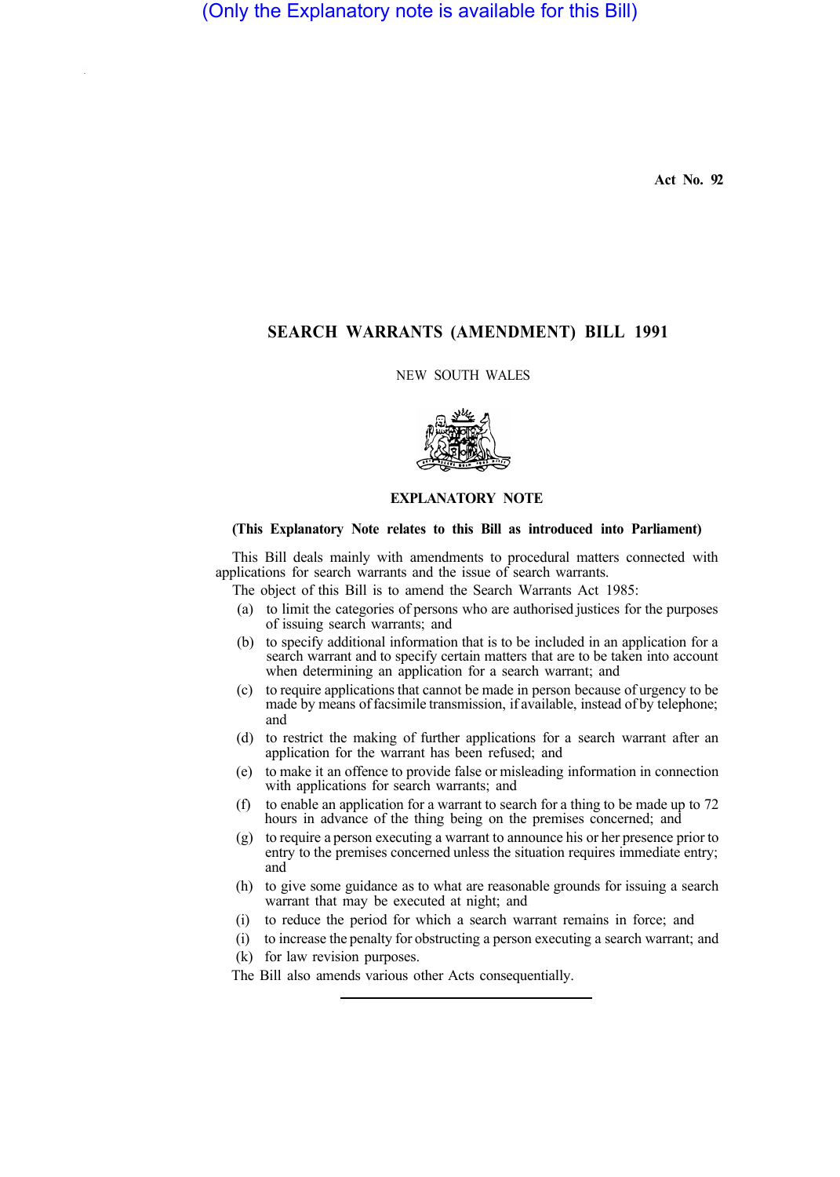(Only the Explanatory note is available for this Bill)

**Act No. 92**

# SEARCH WARRANTS (AMENDMENT) BILL 1991

NEW SOUTH WALES

## EXPLANATORY NOTE

**(This Explanatory Note relates to this Bill as introduced into Parliament)**

This Bill deals mainly with amendments to procedural matters connected with applications for search warrants and the issue of search warrants.

The object of this Bill is to amend the Search Warrants Act 1985:

(a) to limit the categories of persons who are authorised justices for the purposes of issuing search warrants; and

(b) to specify additional information that is to be included in an application for a search warrant and to specify certain matters that are to be taken into account when determining an application for a search warrant; and

(c) to require applications that cannot be made in person because of urgency to be made by means of facsimile transmission, if available, instead of by telephone; and

(d) to restrict the making of further applications for a search warrant after an application for the warrant has been refused; and

(e) to make it an offence to provide false or misleading information in connection with applications for search warrants; and

(f) to enable an application for a warrant to search for a thing to be made up to 72 hours in advance of the thing being on the premises concerned; and

(g) to require a person executing a warrant to announce his or her presence prior to entry to the premises concerned unless the situation requires immediate entry; and

(h) to give some guidance as to what are reasonable grounds for issuing a search warrant that may be executed at night; and

(i) to reduce the period for which a search warrant remains in force; and

(i) to increase the penalty for obstructing a person executing a search warrant; and

(k) for law revision purposes.

The Bill also amends various other Acts consequentially.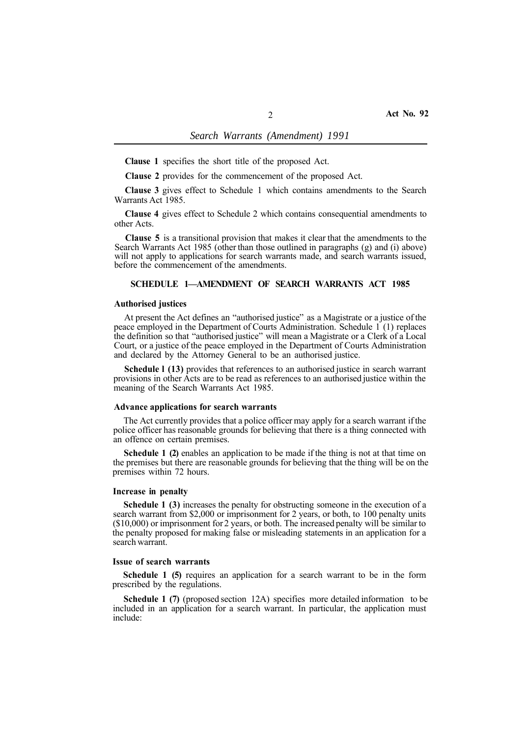**Clause 1** specifies the short title of the proposed Act.

**Clause 2** provides for the commencement of the proposed Act.

**Clause 3** gives effect to Schedule 1 which contains amendments to the Search Warrants Act 1985.

**Clause 4** gives effect to Schedule 2 which contains consequential amendments to other Acts.

**Clause 5** is a transitional provision that makes it clear that the amendments to the Search Warrants Act 1985 (other than those outlined in paragraphs (g) and (i) above) will not apply to applications for search warrants made, and search warrants issued, before the commencement of the amendments.

## SCHEDULE 1—AMENDMENT OF SEARCH WARRANTS ACT 1985

### Authorised justices

At present the Act defines an "authorised justice" as a Magistrate or a justice of the peace employed in the Department of Courts Administration. Schedule 1 (1) replaces the definition so that "authorised justice" will mean a Magistrate or a Clerk of a Local Court, or a justice of the peace employed in the Department of Courts Administration and declared by the Attorney General to be an authorised justice.

**Schedule 1 (13)** provides that references to an authorised justice in search warrant provisions in other Acts are to be read as references to an authorised justice within the meaning of the Search Warrants Act 1985.

### Advance applications for search warrants

The Act currently provides that a police officer may apply for a search warrant if the police officer has reasonable grounds for believing that there is a thing connected with an offence on certain premises.

**Schedule 1 (2)** enables an application to be made if the thing is not at that time on the premises but there are reasonable grounds for believing that the thing will be on the premises within 72 hours.

### Increase in penalty

**Schedule 1 (3)** increases the penalty for obstructing someone in the execution of a search warrant from $2,000 or imprisonment for 2 years, or both, to 100 penalty units ($10,000) or imprisonment for 2 years, or both. The increased penalty will be similar to the penalty proposed for making false or misleading statements in an application for a search warrant.

### Issue of search warrants

**Schedule 1 (5)** requires an application for a search warrant to be in the form prescribed by the regulations.

**Schedule 1 (7)** (proposed section 12A) specifies more detailed information to be included in an application for a search warrant. In particular, the application must include: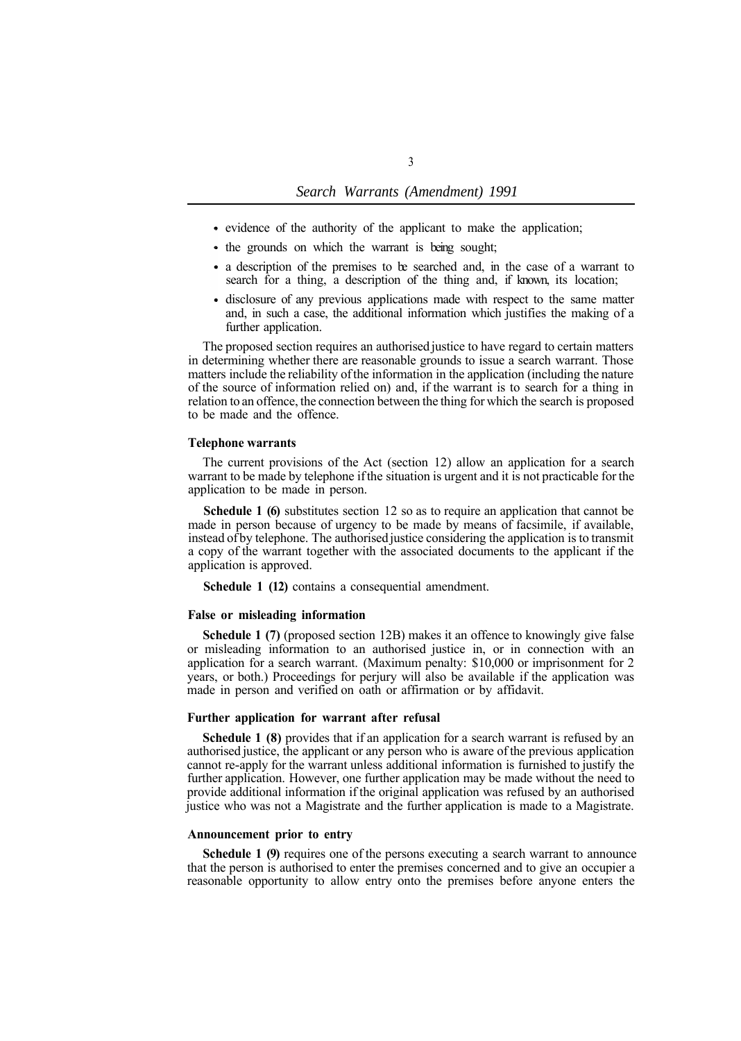- evidence of the authority of the applicant to make the application;
- the grounds on which the warrant is being sought;
- a description of the premises to be searched and, in the case of a warrant to search for a thing, a description of the thing and, if known, its location;
- disclosure of any previous applications made with respect to the same matter and, in such a case, the additional information which justifies the making of a further application.

The proposed section requires an authorised justice to have regard to certain matters in determining whether there are reasonable grounds to issue a search warrant. Those matters include the reliability of the information in the application (including the nature of the source of information relied on) and, if the warrant is to search for a thing in relation to an offence, the connection between the thing for which the search is proposed to be made and the offence.

#### Telephone warrants

The current provisions of the Act (section 12) allow an application for a search warrant to be made by telephone if the situation is urgent and it is not practicable for the application to be made in person.

**Schedule 1 (6)** substitutes section 12 so as to require an application that cannot be made in person because of urgency to be made by means of facsimile, if available, instead of by telephone. The authorised justice considering the application is to transmit a copy of the warrant together with the associated documents to the applicant if the application is approved.

**Schedule 1 (12)** contains a consequential amendment.

#### False or misleading information

**Schedule 1 (7)** (proposed section 12B) makes it an offence to knowingly give false or misleading information to an authorised justice in, or in connection with an application for a search warrant. (Maximum penalty: $10,000 or imprisonment for 2 years, or both.) Proceedings for perjury will also be available if the application was made in person and verified on oath or affirmation or by affidavit.

#### Further application for warrant after refusal

**Schedule 1 (8)** provides that if an application for a search warrant is refused by an authorised justice, the applicant or any person who is aware of the previous application cannot re-apply for the warrant unless additional information is furnished to justify the further application. However, one further application may be made without the need to provide additional information if the original application was refused by an authorised justice who was not a Magistrate and the further application is made to a Magistrate.

#### Announcement prior to entry

**Schedule 1 (9)** requires one of the persons executing a search warrant to announce that the person is authorised to enter the premises concerned and to give an occupier a reasonable opportunity to allow entry onto the premises before anyone enters the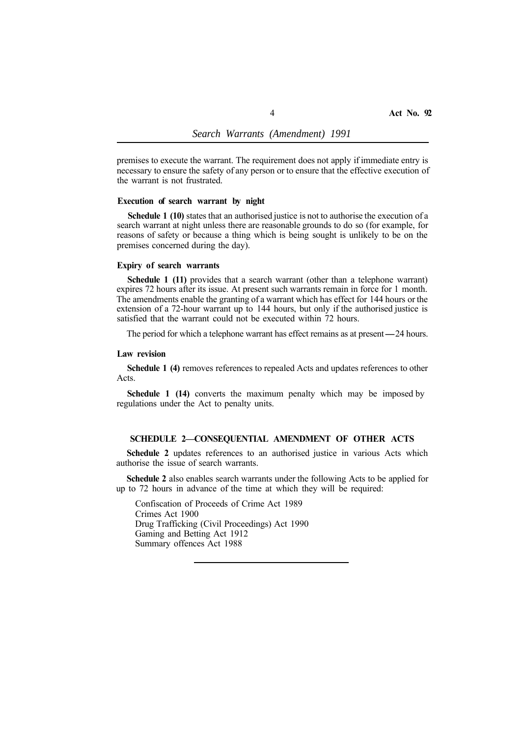premises to execute the warrant. The requirement does not apply if immediate entry is necessary to ensure the safety of any person or to ensure that the effective execution of the warrant is not frustrated.

### Execution of search warrant by night

**Schedule 1 (10)** states that an authorised justice is not to authorise the execution of a search warrant at night unless there are reasonable grounds to do so (for example, for reasons of safety or because a thing which is being sought is unlikely to be on the premises concerned during the day).

### Expiry of search warrants

**Schedule 1 (11)** provides that a search warrant (other than a telephone warrant) expires 72 hours after its issue. At present such warrants remain in force for 1 month. The amendments enable the granting of a warrant which has effect for 144 hours or the extension of a 72-hour warrant up to 144 hours, but only if the authorised justice is satisfied that the warrant could not be executed within 72 hours.

The period for which a telephone warrant has effect remains as at present—24 hours.

### Law revision

**Schedule 1 (4)** removes references to repealed Acts and updates references to other Acts.

**Schedule 1 (14)** converts the maximum penalty which may be imposed by regulations under the Act to penalty units.

## SCHEDULE 2—CONSEQUENTIAL AMENDMENT OF OTHER ACTS

**Schedule 2** updates references to an authorised justice in various Acts which authorise the issue of search warrants.

**Schedule 2** also enables search warrants under the following Acts to be applied for up to 72 hours in advance of the time at which they will be required:

Confiscation of Proceeds of Crime Act 1989
Crimes Act 1900
Drug Trafficking (Civil Proceedings) Act 1990
Gaming and Betting Act 1912
Summary offences Act 1988